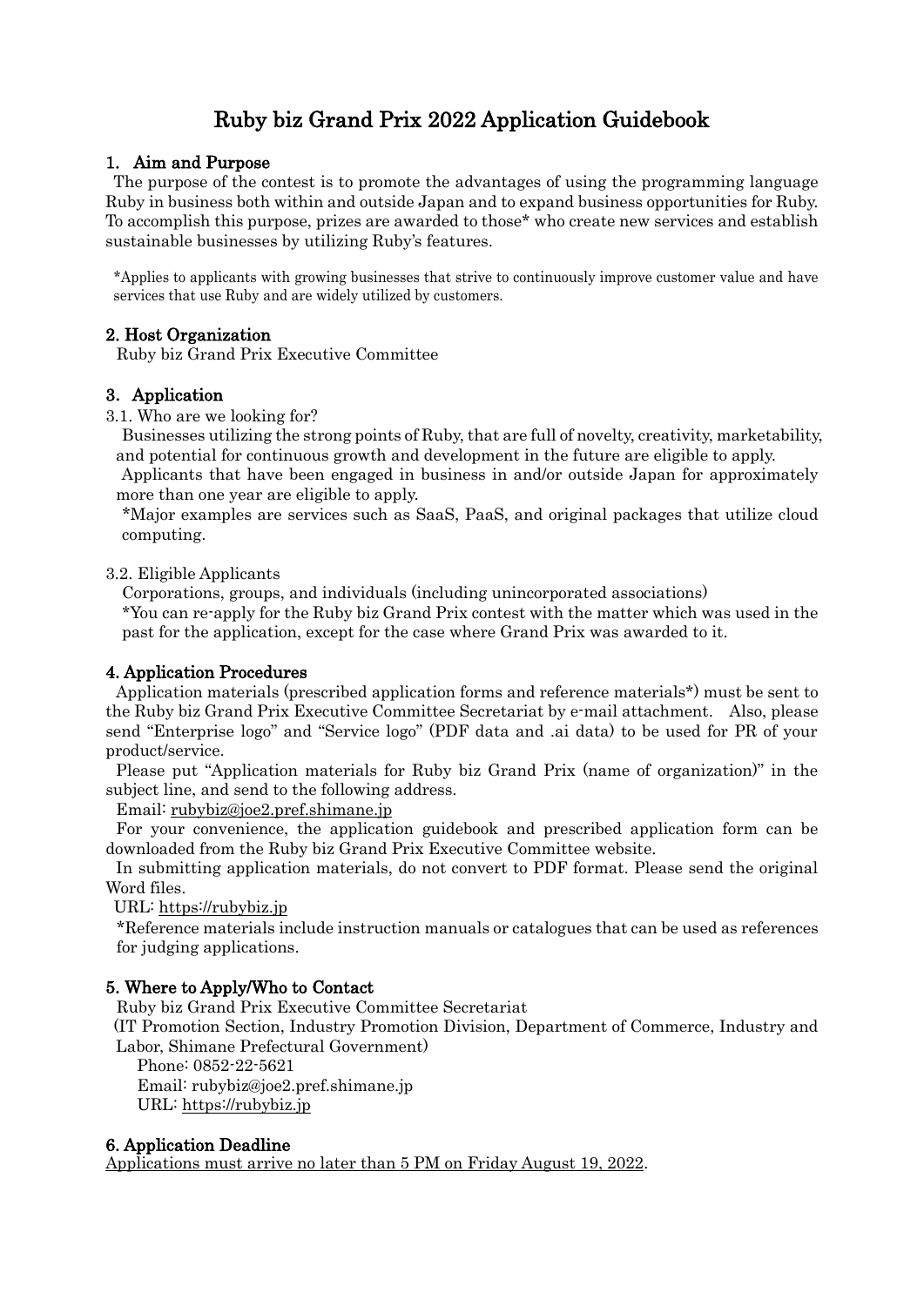# Ruby biz Grand Prix 2022 Application Guidebook

## 1. Aim and Purpose

The purpose of the contest is to promote the advantages of using the programming language Ruby in business both within and outside Japan and to expand business opportunities for Ruby. To accomplish this purpose, prizes are awarded to those* who create new services and establish sustainable businesses by utilizing Ruby's features.

*Applies to applicants with growing businesses that strive to continuously improve customer value and have services that use Ruby and are widely utilized by customers.

## 2. Host Organization

Ruby biz Grand Prix Executive Committee

## 3. Application

3.1. Who are we looking for?

Businesses utilizing the strong points of Ruby, that are full of novelty, creativity, marketability, and potential for continuous growth and development in the future are eligible to apply.

Applicants that have been engaged in business in and/or outside Japan for approximately more than one year are eligible to apply.

*Major examples are services such as SaaS, PaaS, and original packages that utilize cloud computing.

3.2. Eligible Applicants

Corporations, groups, and individuals (including unincorporated associations)

*You can re-apply for the Ruby biz Grand Prix contest with the matter which was used in the past for the application, except for the case where Grand Prix was awarded to it.

## 4. Application Procedures

Application materials (prescribed application forms and reference materials*) must be sent to the Ruby biz Grand Prix Executive Committee Secretariat by e-mail attachment. Also, please send "Enterprise logo" and "Service logo" (PDF data and .ai data) to be used for PR of your product/service.

Please put "Application materials for Ruby biz Grand Prix (name of organization)" in the subject line, and send to the following address.

Email: rubybiz@joe2.pref.shimane.jp

For your convenience, the application guidebook and prescribed application form can be downloaded from the Ruby biz Grand Prix Executive Committee website.

In submitting application materials, do not convert to PDF format. Please send the original Word files.

URL: https://rubybiz.jp

*Reference materials include instruction manuals or catalogues that can be used as references for judging applications.

## 5. Where to Apply/Who to Contact

Ruby biz Grand Prix Executive Committee Secretariat

(IT Promotion Section, Industry Promotion Division, Department of Commerce, Industry and Labor, Shimane Prefectural Government)

Phone: 0852-22-5621
Email: rubybiz@joe2.pref.shimane.jp
URL: https://rubybiz.jp

## 6. Application Deadline

Applications must arrive no later than 5 PM on Friday August 19, 2022.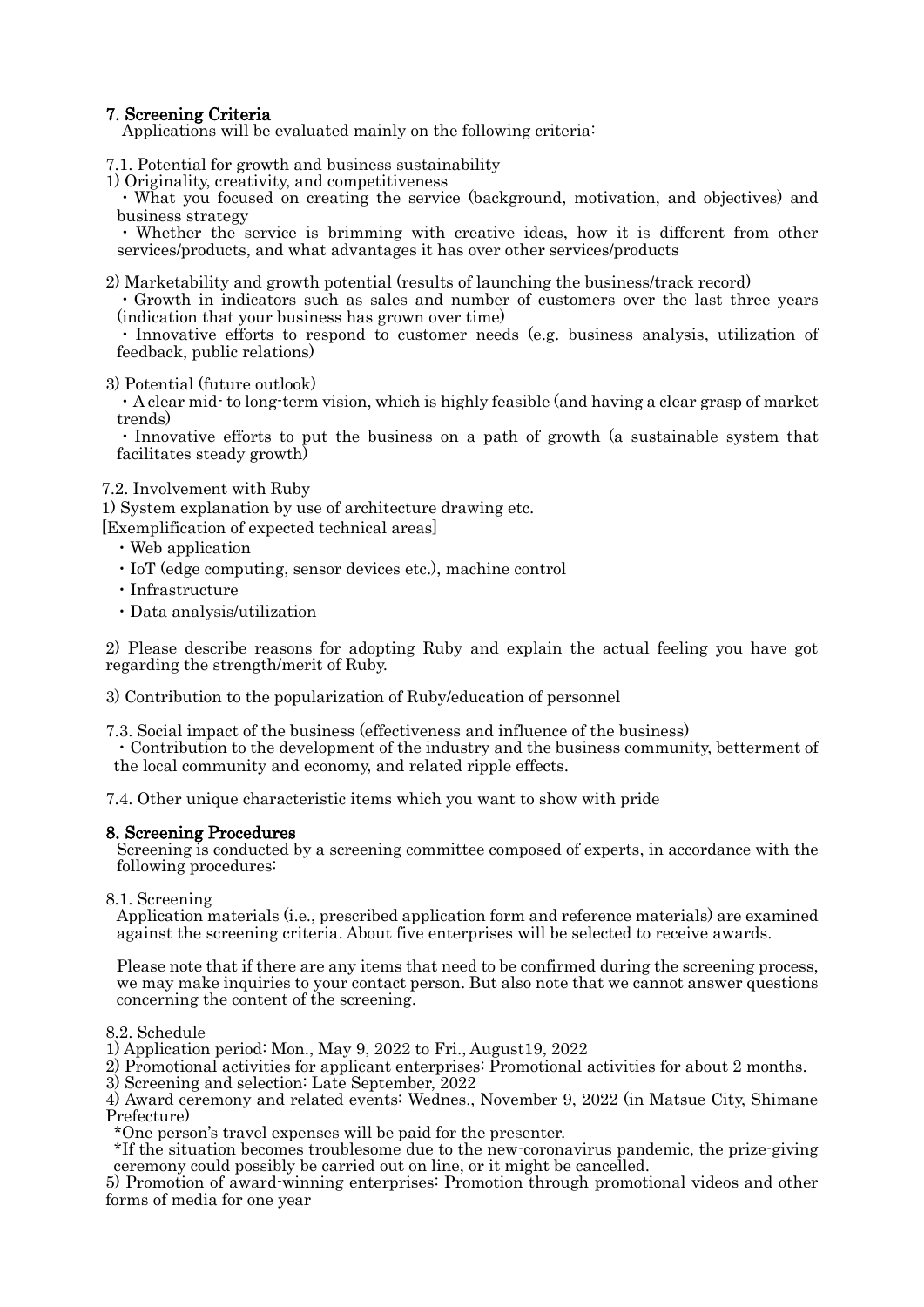## 7. Screening Criteria

Applications will be evaluated mainly on the following criteria:

7.1. Potential for growth and business sustainability

1) Originality, creativity, and competitiveness

・What you focused on creating the service (background, motivation, and objectives) and business strategy

・Whether the service is brimming with creative ideas, how it is different from other services/products, and what advantages it has over other services/products

2) Marketability and growth potential (results of launching the business/track record)

・Growth in indicators such as sales and number of customers over the last three years (indication that your business has grown over time)

・Innovative efforts to respond to customer needs (e.g. business analysis, utilization of feedback, public relations)

3) Potential (future outlook)

・A clear mid- to long-term vision, which is highly feasible (and having a clear grasp of market trends)

・Innovative efforts to put the business on a path of growth (a sustainable system that facilitates steady growth)

7.2. Involvement with Ruby

1) System explanation by use of architecture drawing etc.

[Exemplification of expected technical areas]

- Web application
- IoT (edge computing, sensor devices etc.), machine control
- Infrastructure
- Data analysis/utilization

2) Please describe reasons for adopting Ruby and explain the actual feeling you have got regarding the strength/merit of Ruby.

3) Contribution to the popularization of Ruby/education of personnel

7.3. Social impact of the business (effectiveness and influence of the business)

・Contribution to the development of the industry and the business community, betterment of the local community and economy, and related ripple effects.

7.4. Other unique characteristic items which you want to show with pride

## 8. Screening Procedures

Screening is conducted by a screening committee composed of experts, in accordance with the following procedures:

8.1. Screening

Application materials (i.e., prescribed application form and reference materials) are examined against the screening criteria. About five enterprises will be selected to receive awards.

Please note that if there are any items that need to be confirmed during the screening process, we may make inquiries to your contact person. But also note that we cannot answer questions concerning the content of the screening.

8.2. Schedule

1) Application period: Mon., May 9, 2022 to Fri., August19, 2022

2) Promotional activities for applicant enterprises: Promotional activities for about 2 months.

3) Screening and selection: Late September, 2022

4) Award ceremony and related events: Wednes., November 9, 2022 (in Matsue City, Shimane Prefecture)

*One person's travel expenses will be paid for the presenter.

*If the situation becomes troublesome due to the new-coronavirus pandemic, the prize-giving ceremony could possibly be carried out on line, or it might be cancelled.

5) Promotion of award-winning enterprises: Promotion through promotional videos and other forms of media for one year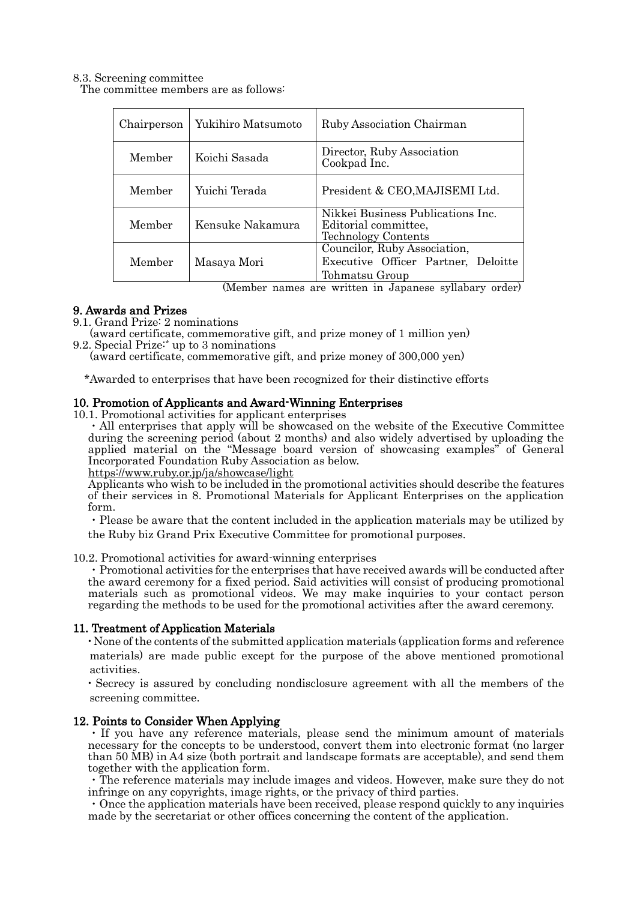8.3. Screening committee

The committee members are as follows:

| | | |
|---|---|---|
| Chairperson | Yukihiro Matsumoto | Ruby Association Chairman |
| Member | Koichi Sasada | Director, Ruby Association Cookpad Inc. |
| Member | Yuichi Terada | President & CEO,MAJISEMI Ltd. |
| Member | Kensuke Nakamura | Nikkei Business Publications Inc. Editorial committee, Technology Contents |
| Member | Masaya Mori | Councilor, Ruby Association, Executive Officer Partner, Deloitte Tohmatsu Group |

(Member names are written in Japanese syllabary order)

## 9. Awards and Prizes

9.1. Grand Prize: 2 nominations
(award certificate, commemorative gift, and prize money of 1 million yen)

9.2. Special Prize:* up to 3 nominations
(award certificate, commemorative gift, and prize money of 300,000 yen)

*Awarded to enterprises that have been recognized for their distinctive efforts

## 10. Promotion of Applicants and Award-Winning Enterprises

10.1. Promotional activities for applicant enterprises

・All enterprises that apply will be showcased on the website of the Executive Committee during the screening period (about 2 months) and also widely advertised by uploading the applied material on the "Message board version of showcasing examples" of General Incorporated Foundation Ruby Association as below.
https://www.ruby.or.jp/ja/showcase/light
Applicants who wish to be included in the promotional activities should describe the features of their services in 8. Promotional Materials for Applicant Enterprises on the application form.

・Please be aware that the content included in the application materials may be utilized by the Ruby biz Grand Prix Executive Committee for promotional purposes.

10.2. Promotional activities for award-winning enterprises

・Promotional activities for the enterprises that have received awards will be conducted after the award ceremony for a fixed period. Said activities will consist of producing promotional materials such as promotional videos. We may make inquiries to your contact person regarding the methods to be used for the promotional activities after the award ceremony.

## 11. Treatment of Application Materials

・None of the contents of the submitted application materials (application forms and reference materials) are made public except for the purpose of the above mentioned promotional activities.

・Secrecy is assured by concluding nondisclosure agreement with all the members of the screening committee.

## 12. Points to Consider When Applying

・If you have any reference materials, please send the minimum amount of materials necessary for the concepts to be understood, convert them into electronic format (no larger than 50 MB) in A4 size (both portrait and landscape formats are acceptable), and send them together with the application form.

・The reference materials may include images and videos. However, make sure they do not infringe on any copyrights, image rights, or the privacy of third parties.

・Once the application materials have been received, please respond quickly to any inquiries made by the secretariat or other offices concerning the content of the application.